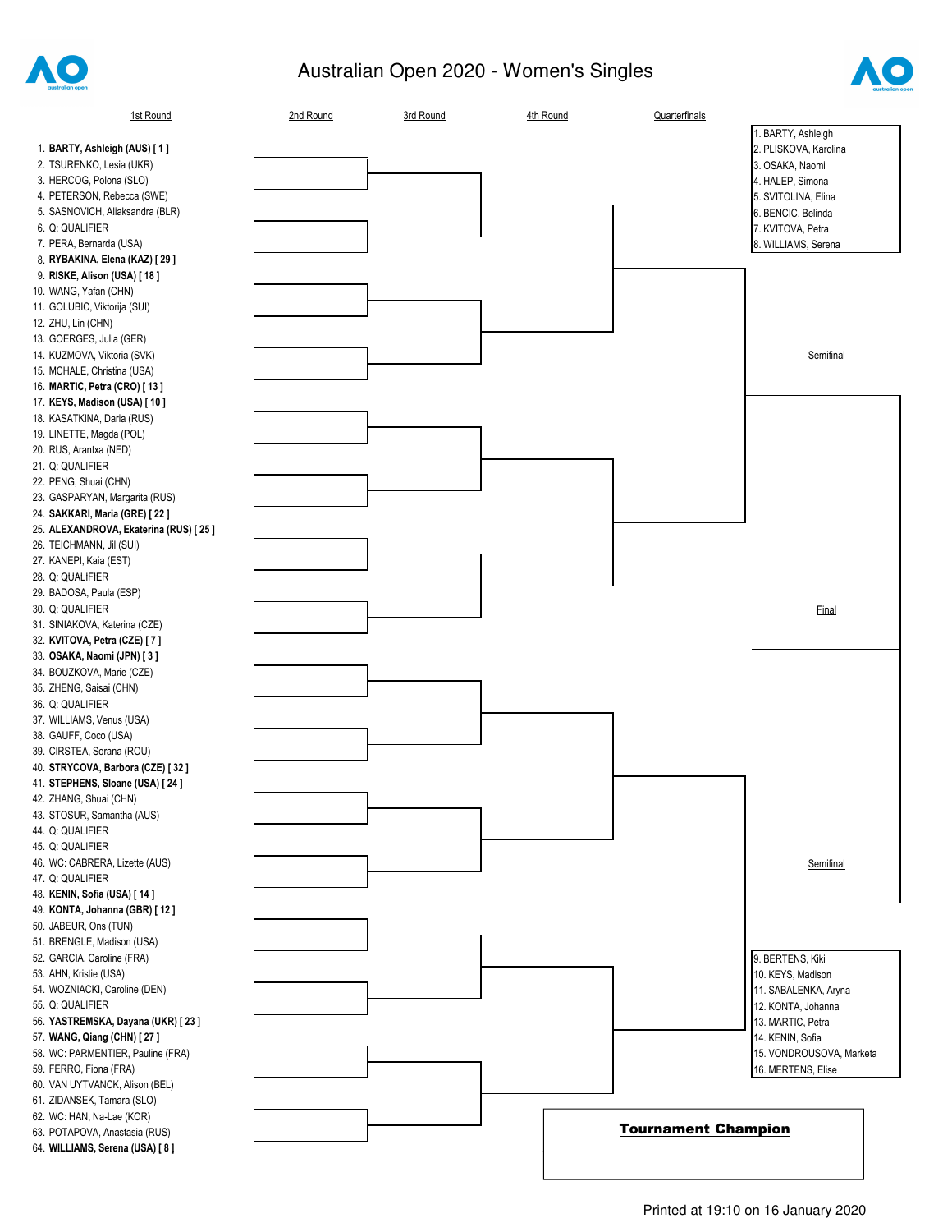# Australian Open 2020 - Women's Singles

| 1st Round | 2nd Round | 3rd Round | 4th Round | Quarterfinals |
|---|---|---|---|---|
| 1. **BARTY, Ashleigh (AUS) [ 1 ]** | | | | |
| 2. TSURENKO, Lesia (UKR) | | | | |
| 3. HERCOG, Polona (SLO) | | | | |
| 4. PETERSON, Rebecca (SWE) | | | | |
| 5. SASNOVICH, Aliaksandra (BLR) | | | | |
| 6. Q: QUALIFIER | | | | |
| 7. PERA, Bernarda (USA) | | | | |
| 8. **RYBAKINA, Elena (KAZ) [ 29 ]** | | | | |
| 9. **RISKE, Alison (USA) [ 18 ]** | | | | |
| 10. WANG, Yafan (CHN) | | | | |
| 11. GOLUBIC, Viktorija (SUI) | | | | |
| 12. ZHU, Lin (CHN) | | | | |
| 13. GOERGES, Julia (GER) | | | | |
| 14. KUZMOVA, Viktoria (SVK) | | | | |
| 15. MCHALE, Christina (USA) | | | | |
| 16. **MARTIC, Petra (CRO) [ 13 ]** | | | | |
| 17. **KEYS, Madison (USA) [ 10 ]** | | | | |
| 18. KASATKINA, Daria (RUS) | | | | |
| 19. LINETTE, Magda (POL) | | | | |
| 20. RUS, Arantxa (NED) | | | | |
| 21. Q: QUALIFIER | | | | |
| 22. PENG, Shuai (CHN) | | | | |
| 23. GASPARYAN, Margarita (RUS) | | | | |
| 24. **SAKKARI, Maria (GRE) [ 22 ]** | | | | |
| 25. **ALEXANDROVA, Ekaterina (RUS) [ 25 ]** | | | | |
| 26. TEICHMANN, Jil (SUI) | | | | |
| 27. KANEPI, Kaia (EST) | | | | |
| 28. Q: QUALIFIER | | | | |
| 29. BADOSA, Paula (ESP) | | | | |
| 30. Q: QUALIFIER | | | | |
| 31. SINIAKOVA, Katerina (CZE) | | | | |
| 32. **KVITOVA, Petra (CZE) [ 7 ]** | | | | |
| 33. **OSAKA, Naomi (JPN) [ 3 ]** | | | | |
| 34. BOUZKOVA, Marie (CZE) | | | | |
| 35. ZHENG, Saisai (CHN) | | | | |
| 36. Q: QUALIFIER | | | | |
| 37. WILLIAMS, Venus (USA) | | | | |
| 38. GAUFF, Coco (USA) | | | | |
| 39. CIRSTEA, Sorana (ROU) | | | | |
| 40. **STRYCOVA, Barbora (CZE) [ 32 ]** | | | | |
| 41. **STEPHENS, Sloane (USA) [ 24 ]** | | | | |
| 42. ZHANG, Shuai (CHN) | | | | |
| 43. STOSUR, Samantha (AUS) | | | | |
| 44. Q: QUALIFIER | | | | |
| 45. Q: QUALIFIER | | | | |
| 46. WC: CABRERA, Lizette (AUS) | | | | |
| 47. Q: QUALIFIER | | | | |
| 48. **KENIN, Sofia (USA) [ 14 ]** | | | | |
| 49. **KONTA, Johanna (GBR) [ 12 ]** | | | | |
| 50. JABEUR, Ons (TUN) | | | | |
| 51. BRENGLE, Madison (USA) | | | | |
| 52. GARCIA, Caroline (FRA) | | | | |
| 53. AHN, Kristie (USA) | | | | |
| 54. WOZNIACKI, Caroline (DEN) | | | | |
| 55. Q: QUALIFIER | | | | |
| 56. **YASTREMSKA, Dayana (UKR) [ 23 ]** | | | | |
| 57. **WANG, Qiang (CHN) [ 27 ]** | | | | |
| 58. WC: PARMENTIER, Pauline (FRA) | | | | |
| 59. FERRO, Fiona (FRA) | | | | |
| 60. VAN UYTVANCK, Alison (BEL) | | | | |
| 61. ZIDANSEK, Tamara (SLO) | | | | |
| 62. WC: HAN, Na-Lae (KOR) | | | | |
| 63. POTAPOVA, Anastasia (RUS) | | | | |
| 64. **WILLIAMS, Serena (USA) [ 8 ]** | | | | |

Semifinal

Final

Semifinal

| Seeds |
|---|
| 1. BARTY, Ashleigh |
| 2. PLISKOVA, Karolina |
| 3. OSAKA, Naomi |
| 4. HALEP, Simona |
| 5. SVITOLINA, Elina |
| 6. BENCIC, Belinda |
| 7. KVITOVA, Petra |
| 8. WILLIAMS, Serena |
| 9. BERTENS, Kiki |
| 10. KEYS, Madison |
| 11. SABALENKA, Aryna |
| 12. KONTA, Johanna |
| 13. MARTIC, Petra |
| 14. KENIN, Sofia |
| 15. VONDROUSOVA, Marketa |
| 16. MERTENS, Elise |

**Tournament Champion**

Printed at 19:10 on 16 January 2020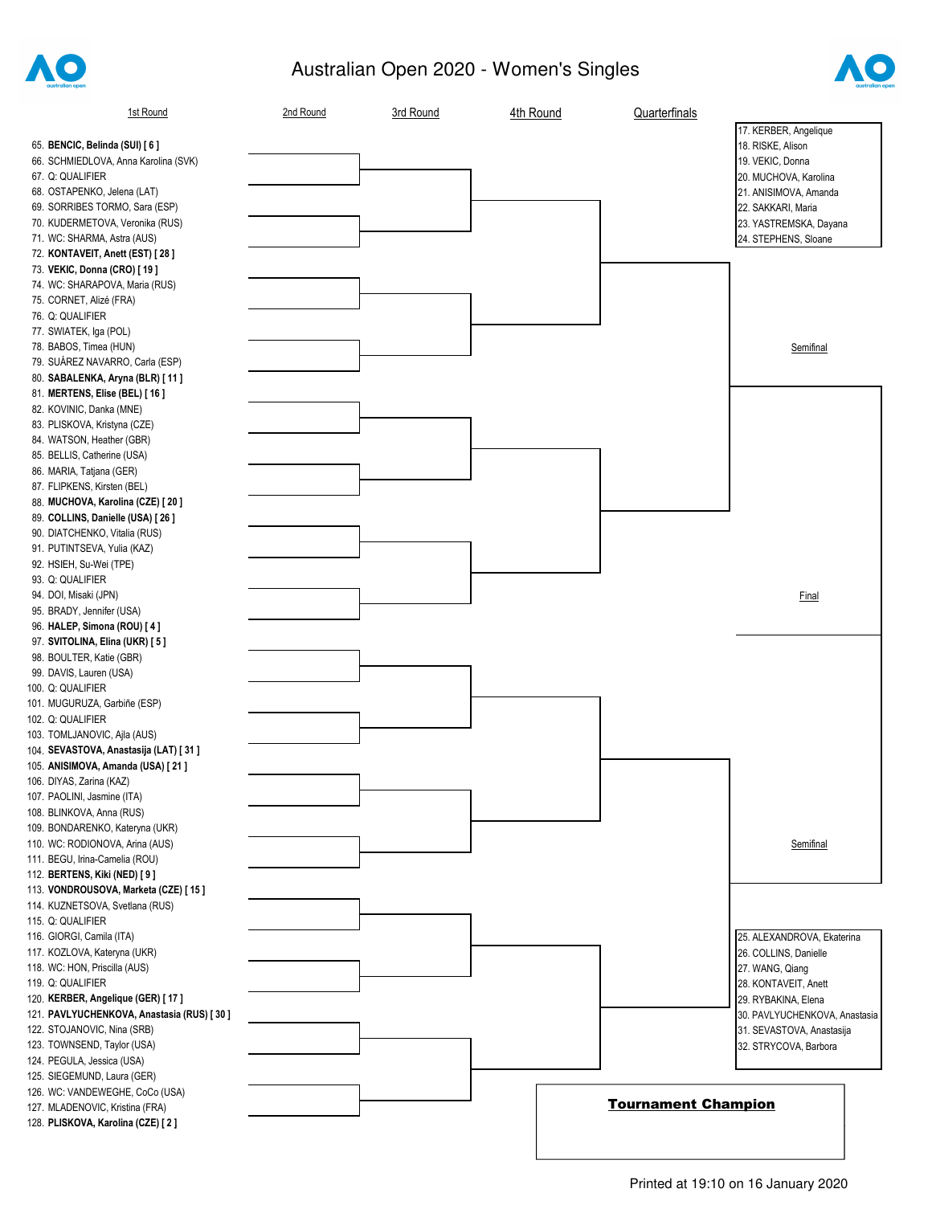# Australian Open 2020 - Women's Singles

1st Round | 2nd Round | 3rd Round | 4th Round | Quarterfinals

65. **BENCIC, Belinda (SUI) [ 6 ]**
66. SCHMIEDLOVA, Anna Karolina (SVK)
67. Q: QUALIFIER
68. OSTAPENKO, Jelena (LAT)
69. SORRIBES TORMO, Sara (ESP)
70. KUDERMETOVA, Veronika (RUS)
71. WC: SHARMA, Astra (AUS)
72. **KONTAVEIT, Anett (EST) [ 28 ]**
73. **VEKIC, Donna (CRO) [ 19 ]**
74. WC: SHARAPOVA, Maria (RUS)
75. CORNET, Alizé (FRA)
76. Q: QUALIFIER
77. SWIATEK, Iga (POL)
78. BABOS, Timea (HUN)
79. SUÁREZ NAVARRO, Carla (ESP)
80. **SABALENKA, Aryna (BLR) [ 11 ]**
81. **MERTENS, Elise (BEL) [ 16 ]**
82. KOVINIC, Danka (MNE)
83. PLISKOVA, Kristyna (CZE)
84. WATSON, Heather (GBR)
85. BELLIS, Catherine (USA)
86. MARIA, Tatjana (GER)
87. FLIPKENS, Kirsten (BEL)
88. **MUCHOVA, Karolina (CZE) [ 20 ]**
89. **COLLINS, Danielle (USA) [ 26 ]**
90. DIATCHENKO, Vitalia (RUS)
91. PUTINTSEVA, Yulia (KAZ)
92. HSIEH, Su-Wei (TPE)
93. Q: QUALIFIER
94. DOI, Misaki (JPN)
95. BRADY, Jennifer (USA)
96. **HALEP, Simona (ROU) [ 4 ]**
97. **SVITOLINA, Elina (UKR) [ 5 ]**
98. BOULTER, Katie (GBR)
99. DAVIS, Lauren (USA)
100. Q: QUALIFIER
101. MUGURUZA, Garbiñe (ESP)
102. Q: QUALIFIER
103. TOMLJANOVIC, Ajla (AUS)
104. **SEVASTOVA, Anastasija (LAT) [ 31 ]**
105. **ANISIMOVA, Amanda (USA) [ 21 ]**
106. DIYAS, Zarina (KAZ)
107. PAOLINI, Jasmine (ITA)
108. BLINKOVA, Anna (RUS)
109. BONDARENKO, Kateryna (UKR)
110. WC: RODIONOVA, Arina (AUS)
111. BEGU, Irina-Camelia (ROU)
112. **BERTENS, Kiki (NED) [ 9 ]**
113. **VONDROUSOVA, Marketa (CZE) [ 15 ]**
114. KUZNETSOVA, Svetlana (RUS)
115. Q: QUALIFIER
116. GIORGI, Camila (ITA)
117. KOZLOVA, Kateryna (UKR)
118. WC: HON, Priscilla (AUS)
119. Q: QUALIFIER
120. **KERBER, Angelique (GER) [ 17 ]**
121. **PAVLYUCHENKOVA, Anastasia (RUS) [ 30 ]**
122. STOJANOVIC, Nina (SRB)
123. TOWNSEND, Taylor (USA)
124. PEGULA, Jessica (USA)
125. SIEGEMUND, Laura (GER)
126. WC: VANDEWEGHE, CoCo (USA)
127. MLADENOVIC, Kristina (FRA)
128. **PLISKOVA, Karolina (CZE) [ 2 ]**

17. KERBER, Angelique
18. RISKE, Alison
19. VEKIC, Donna
20. MUCHOVA, Karolina
21. ANISIMOVA, Amanda
22. SAKKARI, Maria
23. YASTREMSKA, Dayana
24. STEPHENS, Sloane

Semifinal

Final

Semifinal

25. ALEXANDROVA, Ekaterina
26. COLLINS, Danielle
27. WANG, Qiang
28. KONTAVEIT, Anett
29. RYBAKINA, Elena
30. PAVLYUCHENKOVA, Anastasia
31. SEVASTOVA, Anastasija
32. STRYCOVA, Barbora

**Tournament Champion**

Printed at 19:10 on 16 January 2020